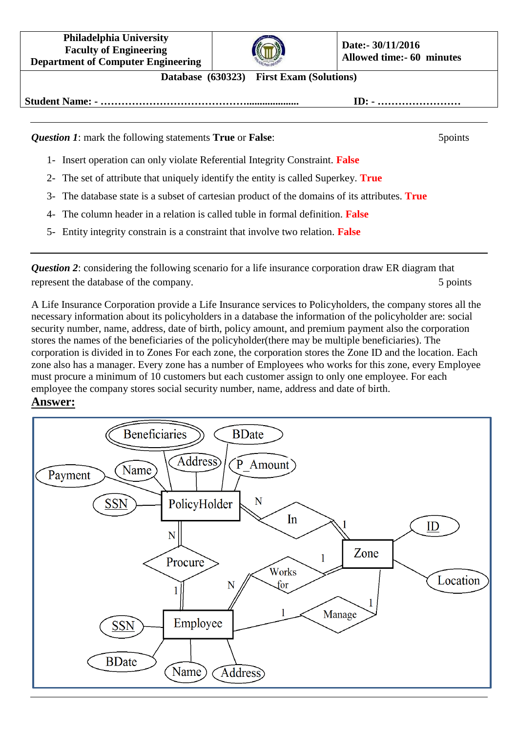| Philadelphia University<br>Faculty of Engineering<br>Department of Computer Engineering | | Date:- 30/11/2016<br>Allowed time:- 60 minutes |
|---|---|---|

**Database (630323) First Exam (Solutions)**

**Student Name: - …………………………………....................** **ID: - ……………………**

---

***Question 1***: mark the following statements **True** or **False**: 5points

1- Insert operation can only violate Referential Integrity Constraint. **False**
2- The set of attribute that uniquely identify the entity is called Superkey. **True**
3- The database state is a subset of cartesian product of the domains of its attributes. **True**
4- The column header in a relation is called tuble in formal definition. **False**
5- Entity integrity constrain is a constraint that involve two relation. **False**

---

***Question 2***: considering the following scenario for a life insurance corporation draw ER diagram that represent the database of the company. 5 points

A Life Insurance Corporation provide a Life Insurance services to Policyholders, the company stores all the necessary information about its policyholders in a database the information of the policyholder are: social security number, name, address, date of birth, policy amount, and premium payment also the corporation stores the names of the beneficiaries of the policyholder(there may be multiple beneficiaries). The corporation is divided in to Zones For each zone, the corporation stores the Zone ID and the location. Each zone also has a manager. Every zone has a number of Employees who works for this zone, every Employee must procure a minimum of 10 customers but each customer assign to only one employee. For each employee the company stores social security number, name, address and date of birth.

**Answer:**

Beneficiaries BDate Address P_Amount Payment Name SSN PolicyHolder N In 1 ID Zone Location N Procure 1 Works for N 1 SSN Employee 1 Manage 1 BDate Name Address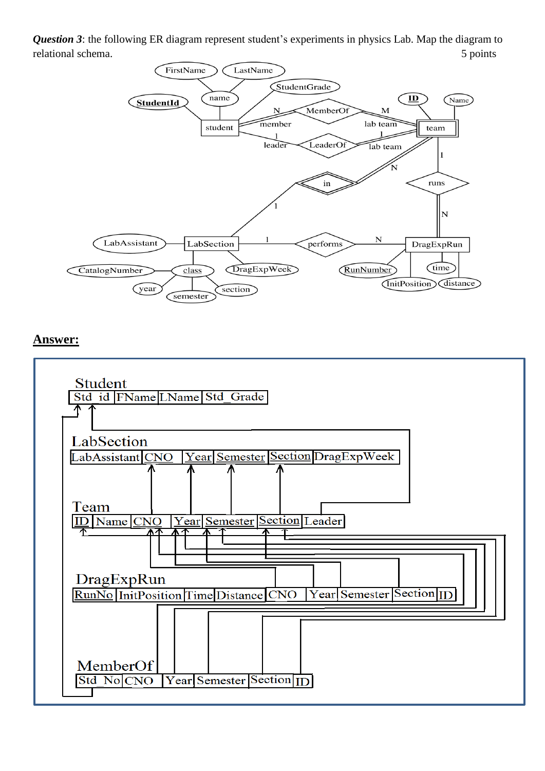***Question 3***: the following ER diagram represent student's experiments in physics Lab. Map the diagram to relational schema. 5 points

**<u>Answer:</u>**

Student

| Std_id | FName | LName | Std_Grade |
|---|---|---|---|

LabSection

| LabAssistant | CNO | Year | Semester | Section | DragExpWeek |
|---|---|---|---|---|---|

Team

| ID | Name | CNO | Year | Semester | Section | Leader |
|---|---|---|---|---|---|---|

DragExpRun

| RunNo | InitPosition | Time | Distance | CNO | Year | Semester | Section | ID |
|---|---|---|---|---|---|---|---|---|

MemberOf

| Std_No | CNO | Year | Semester | Section | ID |
|---|---|---|---|---|---|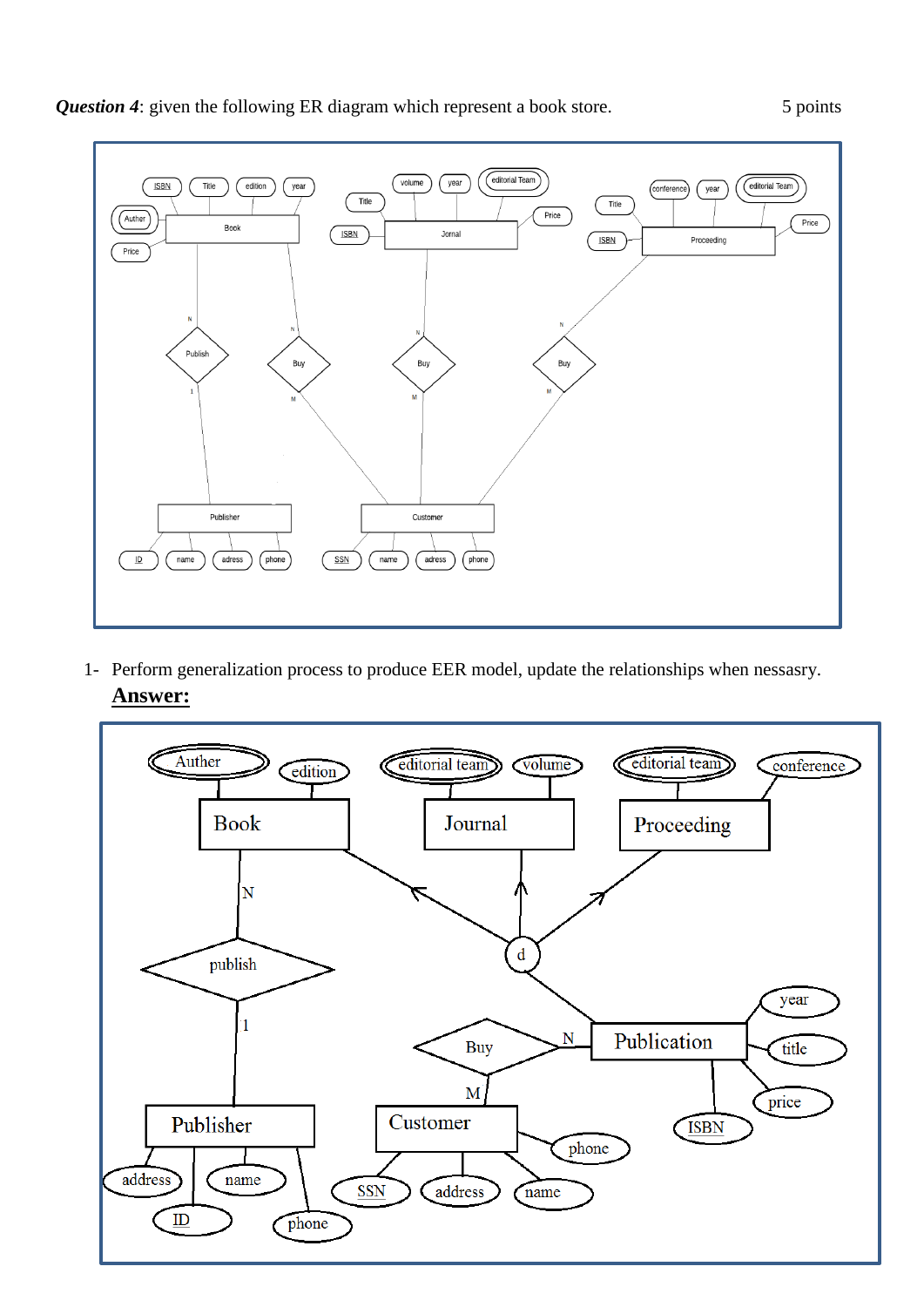***Question 4***: given the following ER diagram which represent a book store. 5 points

1- Perform generalization process to produce EER model, update the relationships when nessasry.

**<u>Answer:</u>**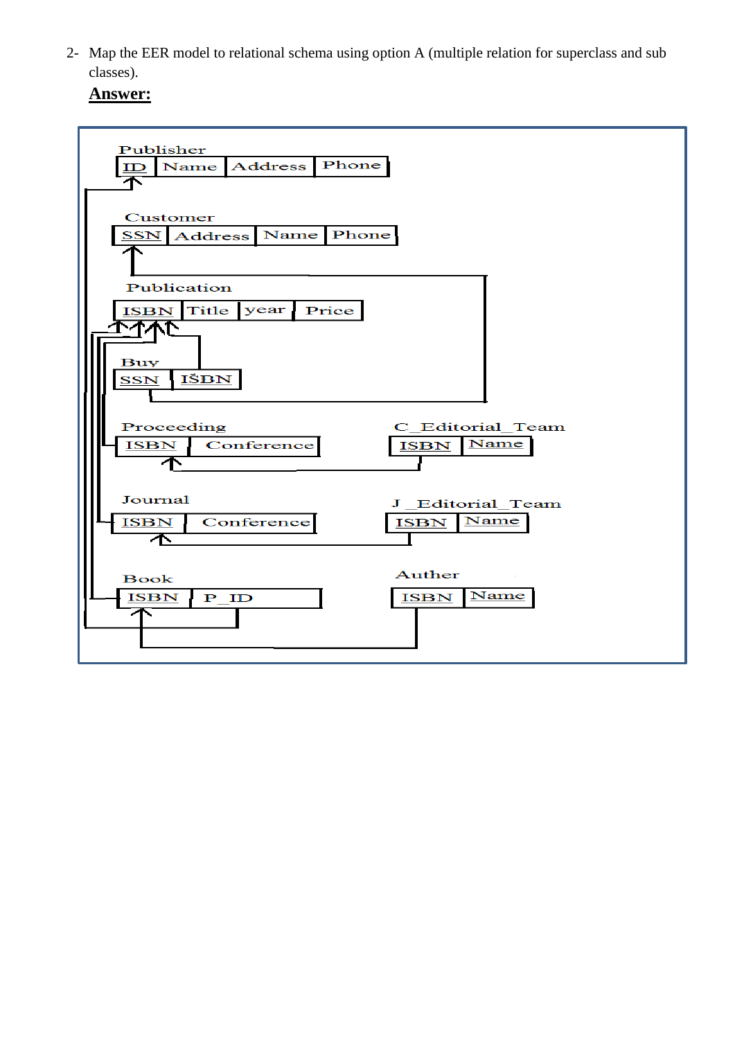2- Map the EER model to relational schema using option A (multiple relation for superclass and sub classes).

**Answer:**

Publisher

| ID | Name | Address | Phone |
|---|---|---|---|

Customer

| SSN | Address | Name | Phone |
|---|---|---|---|

Publication

| ISBN | Title | year | Price |
|---|---|---|---|

Buy

| SSN | ISBN |
|---|---|

Proceeding

| ISBN | Conference |
|---|---|

C_Editorial_Team

| ISBN | Name |
|---|---|

Journal

| ISBN | Conference |
|---|---|

J _Editorial_Team

| ISBN | Name |
|---|---|

Book

| ISBN | P_ID |
|---|---|

Auther

| ISBN | Name |
|---|---|